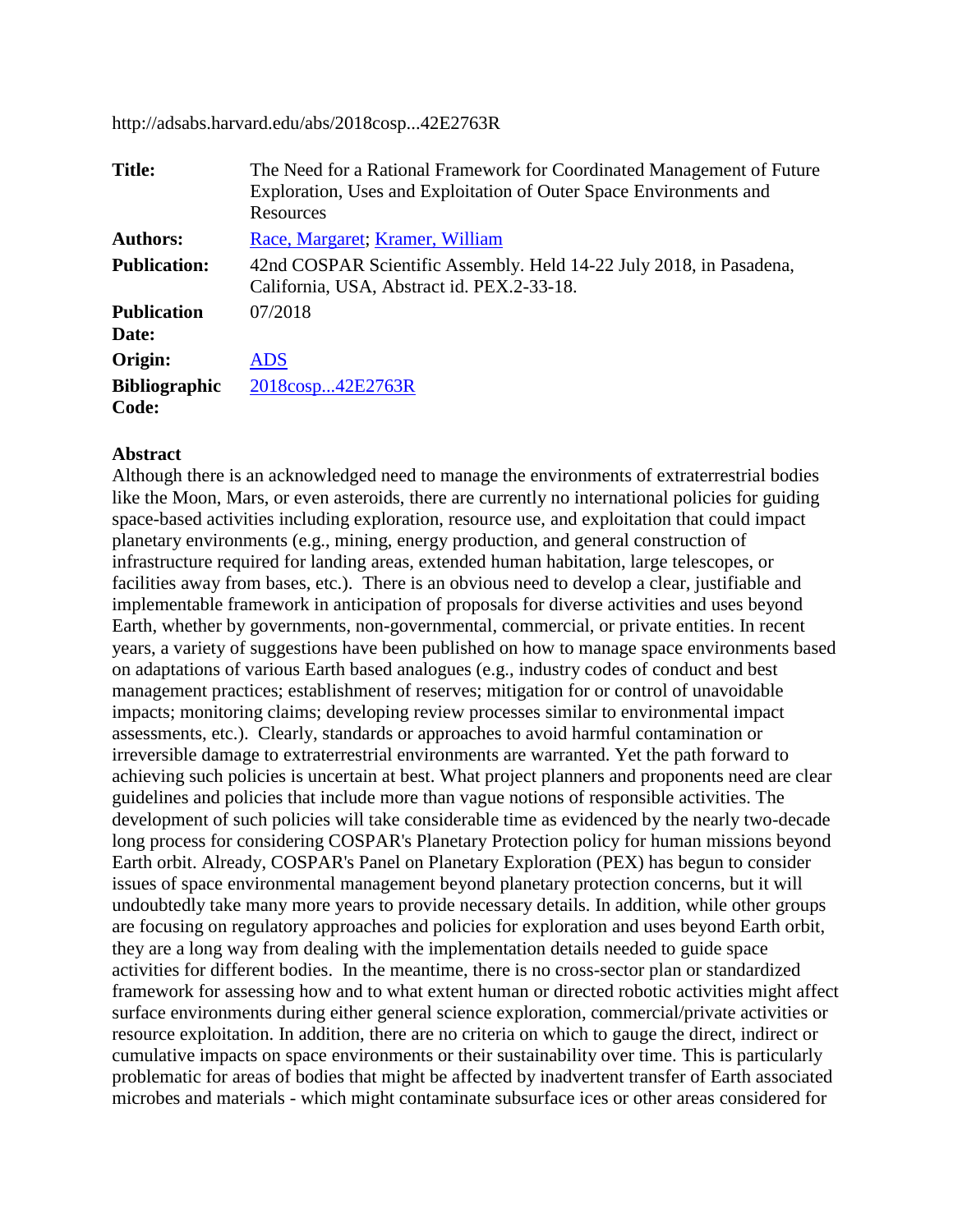http://adsabs.harvard.edu/abs/2018cosp...42E2763R

| | |
|---|---|
| **Title:** | The Need for a Rational Framework for Coordinated Management of Future Exploration, Uses and Exploitation of Outer Space Environments and Resources |
| **Authors:** | Race, Margaret; Kramer, William |
| **Publication:** | 42nd COSPAR Scientific Assembly. Held 14-22 July 2018, in Pasadena, California, USA, Abstract id. PEX.2-33-18. |
| **Publication Date:** | 07/2018 |
| **Origin:** | ADS |
| **Bibliographic Code:** | 2018cosp...42E2763R |

**Abstract**

Although there is an acknowledged need to manage the environments of extraterrestrial bodies like the Moon, Mars, or even asteroids, there are currently no international policies for guiding space-based activities including exploration, resource use, and exploitation that could impact planetary environments (e.g., mining, energy production, and general construction of infrastructure required for landing areas, extended human habitation, large telescopes, or facilities away from bases, etc.). There is an obvious need to develop a clear, justifiable and implementable framework in anticipation of proposals for diverse activities and uses beyond Earth, whether by governments, non-governmental, commercial, or private entities. In recent years, a variety of suggestions have been published on how to manage space environments based on adaptations of various Earth based analogues (e.g., industry codes of conduct and best management practices; establishment of reserves; mitigation for or control of unavoidable impacts; monitoring claims; developing review processes similar to environmental impact assessments, etc.). Clearly, standards or approaches to avoid harmful contamination or irreversible damage to extraterrestrial environments are warranted. Yet the path forward to achieving such policies is uncertain at best. What project planners and proponents need are clear guidelines and policies that include more than vague notions of responsible activities. The development of such policies will take considerable time as evidenced by the nearly two-decade long process for considering COSPAR's Planetary Protection policy for human missions beyond Earth orbit. Already, COSPAR's Panel on Planetary Exploration (PEX) has begun to consider issues of space environmental management beyond planetary protection concerns, but it will undoubtedly take many more years to provide necessary details. In addition, while other groups are focusing on regulatory approaches and policies for exploration and uses beyond Earth orbit, they are a long way from dealing with the implementation details needed to guide space activities for different bodies. In the meantime, there is no cross-sector plan or standardized framework for assessing how and to what extent human or directed robotic activities might affect surface environments during either general science exploration, commercial/private activities or resource exploitation. In addition, there are no criteria on which to gauge the direct, indirect or cumulative impacts on space environments or their sustainability over time. This is particularly problematic for areas of bodies that might be affected by inadvertent transfer of Earth associated microbes and materials - which might contaminate subsurface ices or other areas considered for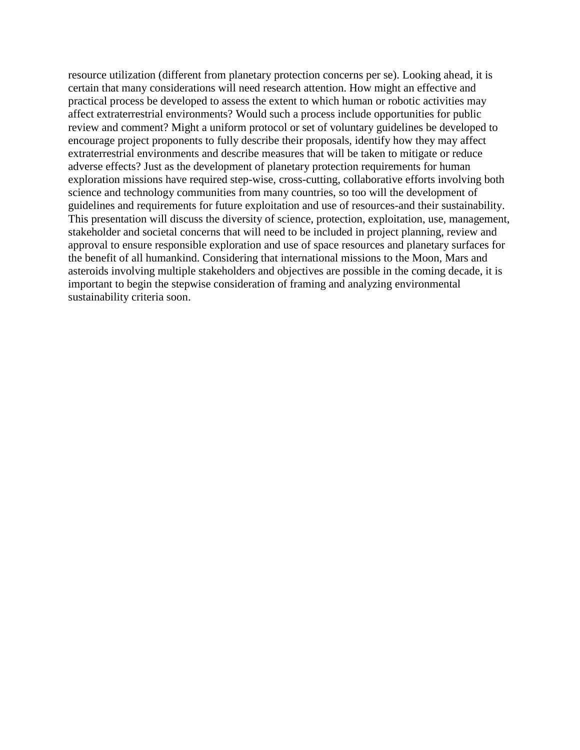resource utilization (different from planetary protection concerns per se). Looking ahead, it is certain that many considerations will need research attention. How might an effective and practical process be developed to assess the extent to which human or robotic activities may affect extraterrestrial environments? Would such a process include opportunities for public review and comment? Might a uniform protocol or set of voluntary guidelines be developed to encourage project proponents to fully describe their proposals, identify how they may affect extraterrestrial environments and describe measures that will be taken to mitigate or reduce adverse effects? Just as the development of planetary protection requirements for human exploration missions have required step-wise, cross-cutting, collaborative efforts involving both science and technology communities from many countries, so too will the development of guidelines and requirements for future exploitation and use of resources-and their sustainability. This presentation will discuss the diversity of science, protection, exploitation, use, management, stakeholder and societal concerns that will need to be included in project planning, review and approval to ensure responsible exploration and use of space resources and planetary surfaces for the benefit of all humankind. Considering that international missions to the Moon, Mars and asteroids involving multiple stakeholders and objectives are possible in the coming decade, it is important to begin the stepwise consideration of framing and analyzing environmental sustainability criteria soon.